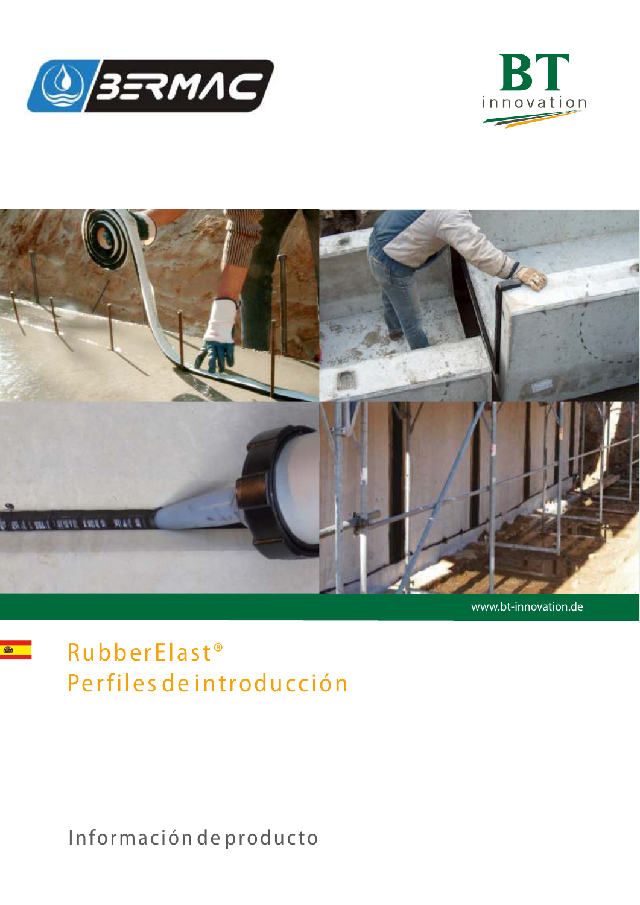www.bt-innovation.de

# RubberElast®
# Perfiles de introducción

Información de producto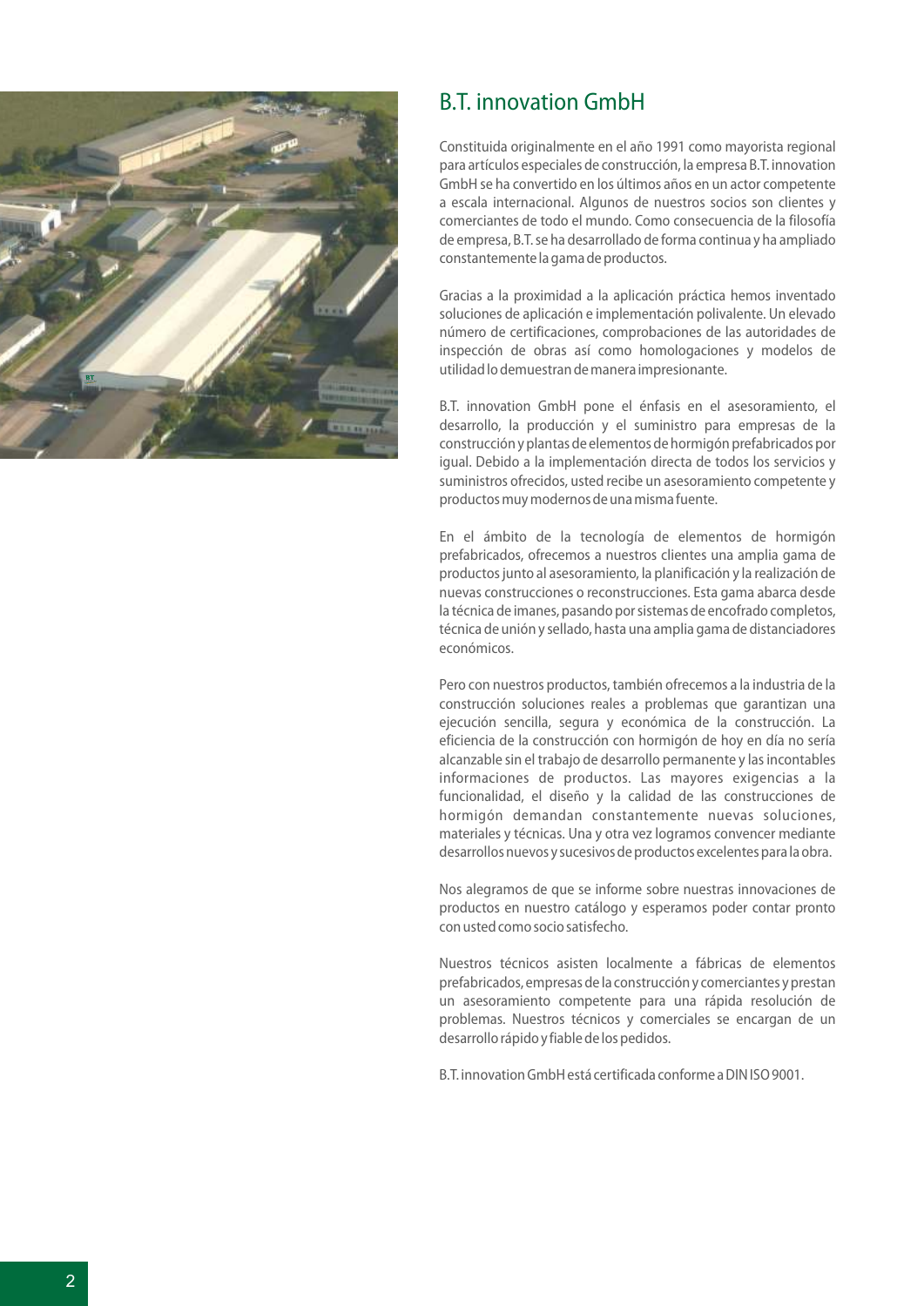# B.T. innovation GmbH

Constituida originalmente en el año 1991 como mayorista regional para artículos especiales de construcción, la empresa B.T. innovation GmbH se ha convertido en los últimos años en un actor competente a escala internacional. Algunos de nuestros socios son clientes y comerciantes de todo el mundo. Como consecuencia de la filosofía de empresa, B.T. se ha desarrollado de forma continua y ha ampliado constantemente la gama de productos.

Gracias a la proximidad a la aplicación práctica hemos inventado soluciones de aplicación e implementación polivalente. Un elevado número de certificaciones, comprobaciones de las autoridades de inspección de obras así como homologaciones y modelos de utilidad lo demuestran de manera impresionante.

B.T. innovation GmbH pone el énfasis en el asesoramiento, el desarrollo, la producción y el suministro para empresas de la construcción y plantas de elementos de hormigón prefabricados por igual. Debido a la implementación directa de todos los servicios y suministros ofrecidos, usted recibe un asesoramiento competente y productos muy modernos de una misma fuente.

En el ámbito de la tecnología de elementos de hormigón prefabricados, ofrecemos a nuestros clientes una amplia gama de productos junto al asesoramiento, la planificación y la realización de nuevas construcciones o reconstrucciones. Esta gama abarca desde la técnica de imanes, pasando por sistemas de encofrado completos, técnica de unión y sellado, hasta una amplia gama de distanciadores económicos.

Pero con nuestros productos, también ofrecemos a la industria de la construcción soluciones reales a problemas que garantizan una ejecución sencilla, segura y económica de la construcción. La eficiencia de la construcción con hormigón de hoy en día no sería alcanzable sin el trabajo de desarrollo permanente y las incontables informaciones de productos. Las mayores exigencias a la funcionalidad, el diseño y la calidad de las construcciones de hormigón demandan constantemente nuevas soluciones, materiales y técnicas. Una y otra vez logramos convencer mediante desarrollos nuevos y sucesivos de productos excelentes para la obra.

Nos alegramos de que se informe sobre nuestras innovaciones de productos en nuestro catálogo y esperamos poder contar pronto con usted como socio satisfecho.

Nuestros técnicos asisten localmente a fábricas de elementos prefabricados, empresas de la construcción y comerciantes y prestan un asesoramiento competente para una rápida resolución de problemas. Nuestros técnicos y comerciales se encargan de un desarrollo rápido y fiable de los pedidos.

B.T. innovation GmbH está certificada conforme a DIN ISO 9001.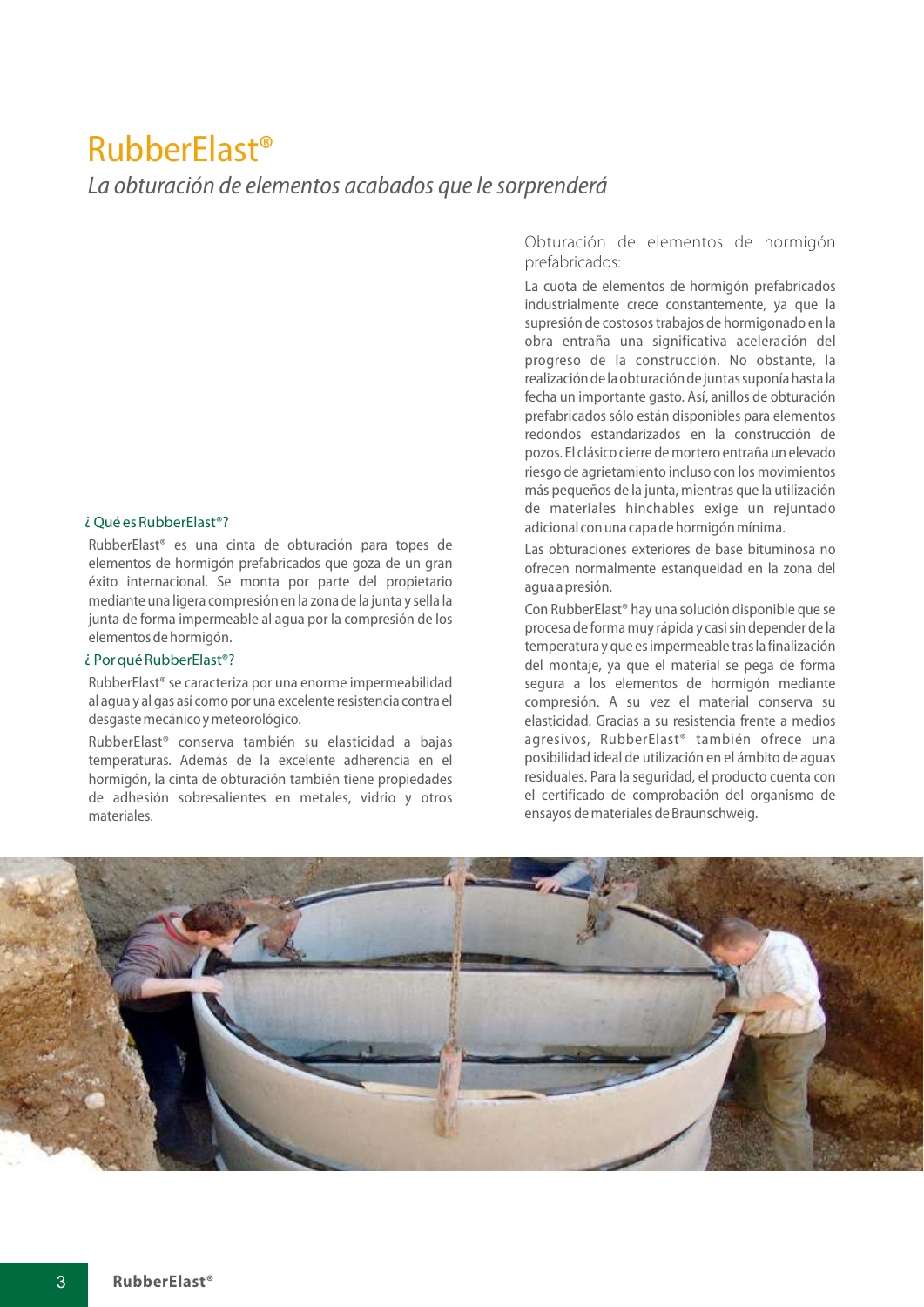# RubberElast®

*La obturación de elementos acabados que le sorprenderá*

## ¿ Qué es RubberElast®?

RubberElast® es una cinta de obturación para topes de elementos de hormigón prefabricados que goza de un gran éxito internacional. Se monta por parte del propietario mediante una ligera compresión en la zona de la junta y sella la junta de forma impermeable al agua por la compresión de los elementos de hormigón.

## ¿ Por qué RubberElast®?

RubberElast® se caracteriza por una enorme impermeabilidad al agua y al gas así como por una excelente resistencia contra el desgaste mecánico y meteorológico.

RubberElast® conserva también su elasticidad a bajas temperaturas. Además de la excelente adherencia en el hormigón, la cinta de obturación también tiene propiedades de adhesión sobresalientes en metales, vidrio y otros materiales.

## Obturación de elementos de hormigón prefabricados:

La cuota de elementos de hormigón prefabricados industrialmente crece constantemente, ya que la supresión de costosos trabajos de hormigonado en la obra entraña una significativa aceleración del progreso de la construcción. No obstante, la realización de la obturación de juntas suponía hasta la fecha un importante gasto. Así, anillos de obturación prefabricados sólo están disponibles para elementos redondos estandarizados en la construcción de pozos. El clásico cierre de mortero entraña un elevado riesgo de agrietamiento incluso con los movimientos más pequeños de la junta, mientras que la utilización de materiales hinchables exige un rejuntado adicional con una capa de hormigón mínima.

Las obturaciones exteriores de base bituminosa no ofrecen normalmente estanqueidad en la zona del agua a presión.

Con RubberElast® hay una solución disponible que se procesa de forma muy rápida y casi sin depender de la temperatura y que es impermeable tras la finalización del montaje, ya que el material se pega de forma segura a los elementos de hormigón mediante compresión. A su vez el material conserva su elasticidad. Gracias a su resistencia frente a medios agresivos, RubberElast® también ofrece una posibilidad ideal de utilización en el ámbito de aguas residuales. Para la seguridad, el producto cuenta con el certificado de comprobación del organismo de ensayos de materiales de Braunschweig.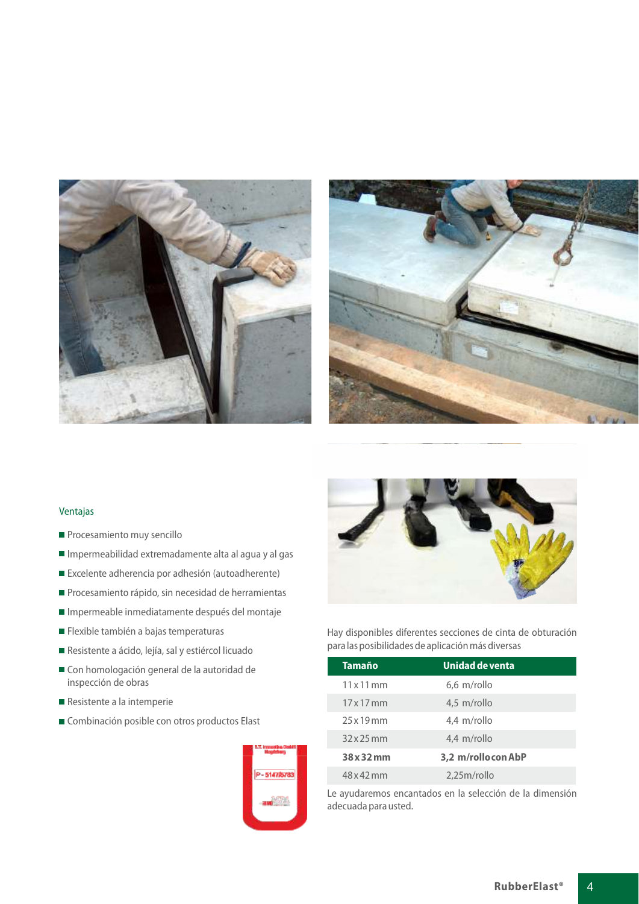## Ventajas

- Procesamiento muy sencillo
- Impermeabilidad extremadamente alta al agua y al gas
- Excelente adherencia por adhesión (autoadherente)
- Procesamiento rápido, sin necesidad de herramientas
- Impermeable inmediatamente después del montaje
- Flexible también a bajas temperaturas
- Resistente a ácido, lejía, sal y estiércol licuado
- Con homologación general de la autoridad de inspección de obras
- Resistente a la intemperie
- Combinación posible con otros productos Elast

Hay disponibles diferentes secciones de cinta de obturación para las posibilidades de aplicación más diversas

| Tamaño | Unidad de venta |
|---|---|
| 11 x 11 mm | 6,6 m/rollo |
| 17 x 17 mm | 4,5 m/rollo |
| 25 x 19 mm | 4,4 m/rollo |
| 32 x 25 mm | 4,4 m/rollo |
| **38 x 32 mm** | **3,2 m/rollo con AbP** |
| 48 x 42 mm | 2,25m/rollo |

Le ayudaremos encantados en la selección de la dimensión adecuada para usted.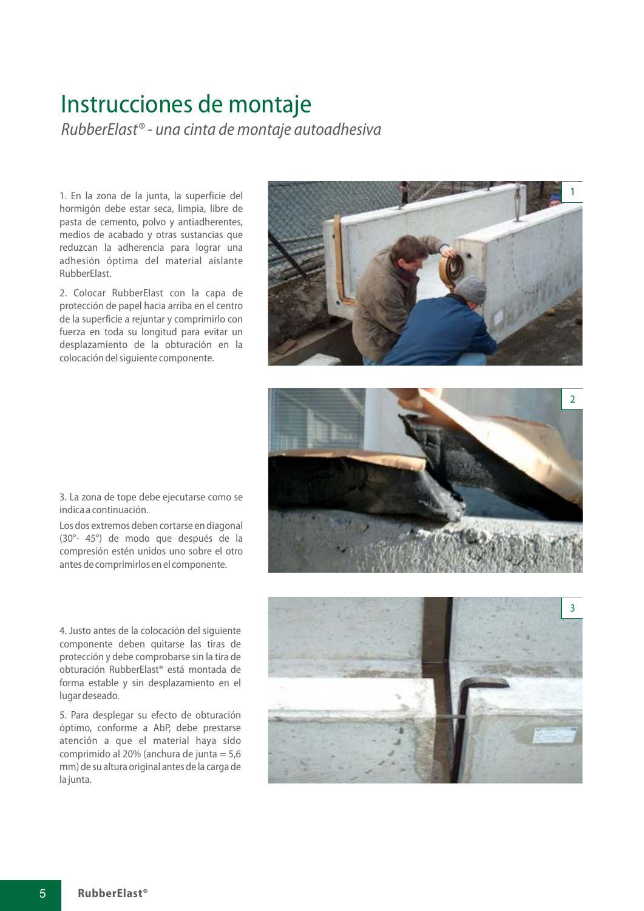# Instrucciones de montaje

*RubberElast® - una cinta de montaje autoadhesiva*

1. En la zona de la junta, la superficie del hormigón debe estar seca, limpia, libre de pasta de cemento, polvo y antiadherentes, medios de acabado y otras sustancias que reduzcan la adherencia para lograr una adhesión óptima del material aislante RubberElast.

2. Colocar RubberElast con la capa de protección de papel hacia arriba en el centro de la superficie a rejuntar y comprimirlo con fuerza en toda su longitud para evitar un desplazamiento de la obturación en la colocación del siguiente componente.

3. La zona de tope debe ejecutarse como se indica a continuación.
Los dos extremos deben cortarse en diagonal (30°- 45°) de modo que después de la compresión estén unidos uno sobre el otro antes de comprimirlos en el componente.

4. Justo antes de la colocación del siguiente componente deben quitarse las tiras de protección y debe comprobarse sin la tira de obturación RubberElast® está montada de forma estable y sin desplazamiento en el lugar deseado.

5. Para desplegar su efecto de obturación óptimo, conforme a AbP, debe prestarse atención a que el material haya sido comprimido al 20% (anchura de junta = 5,6 mm) de su altura original antes de la carga de la junta.

1

2

3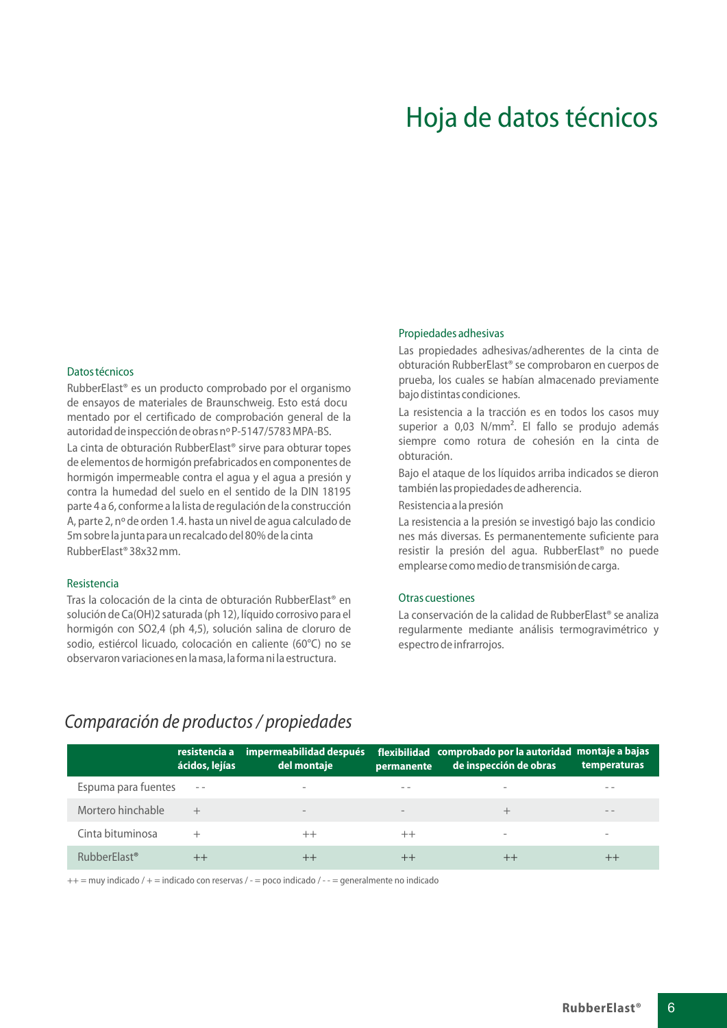# Hoja de datos técnicos

### Datos técnicos

RubberElast® es un producto comprobado por el organismo de ensayos de materiales de Braunschweig. Esto está documentado por el certificado de comprobación general de la autoridad de inspección de obras nº P-5147/5783 MPA-BS.

La cinta de obturación RubberElast® sirve para obturar topes de elementos de hormigón prefabricados en componentes de hormigón impermeable contra el agua y el agua a presión y contra la humedad del suelo en el sentido de la DIN 18195 parte 4 a 6, conforme a la lista de regulación de la construcción A, parte 2, nº de orden 1.4. hasta un nivel de agua calculado de 5m sobre la junta para un recalcado del 80% de la cinta RubberElast® 38x32 mm.

### Resistencia

Tras la colocación de la cinta de obturación RubberElast® en solución de Ca(OH)2 saturada (ph 12), líquido corrosivo para el hormigón con SO2,4 (ph 4,5), solución salina de cloruro de sodio, estiércol licuado, colocación en caliente (60°C) no se observaron variaciones en la masa, la forma ni la estructura.

### Propiedades adhesivas

Las propiedades adhesivas/adherentes de la cinta de obturación RubberElast® se comprobaron en cuerpos de prueba, los cuales se habían almacenado previamente bajo distintas condiciones.

La resistencia a la tracción es en todos los casos muy superior a 0,03 N/mm². El fallo se produjo además siempre como rotura de cohesión en la cinta de obturación.

Bajo el ataque de los líquidos arriba indicados se dieron también las propiedades de adherencia.

Resistencia a la presión

La resistencia a la presión se investigó bajo las condiciones más diversas. Es permanentemente suficiente para resistir la presión del agua. RubberElast® no puede emplearse como medio de transmisión de carga.

### Otras cuestiones

La conservación de la calidad de RubberElast® se analiza regularmente mediante análisis termogravimétrico y espectro de infrarrojos.

## *Comparación de productos / propiedades*

| | resistencia a ácidos, lejías | impermeabilidad después del montaje | flexibilidad permanente | comprobado por la autoridad de inspección de obras | montaje a bajas temperaturas |
|---|---|---|---|---|---|
| Espuma para fuentes | - - | - | - - | - | - - |
| Mortero hinchable | + | - | - | + | - - |
| Cinta bituminosa | + | ++ | ++ | - | - |
| RubberElast® | ++ | ++ | ++ | ++ | ++ |

++ = muy indicado / + = indicado con reservas / - = poco indicado / - - = generalmente no indicado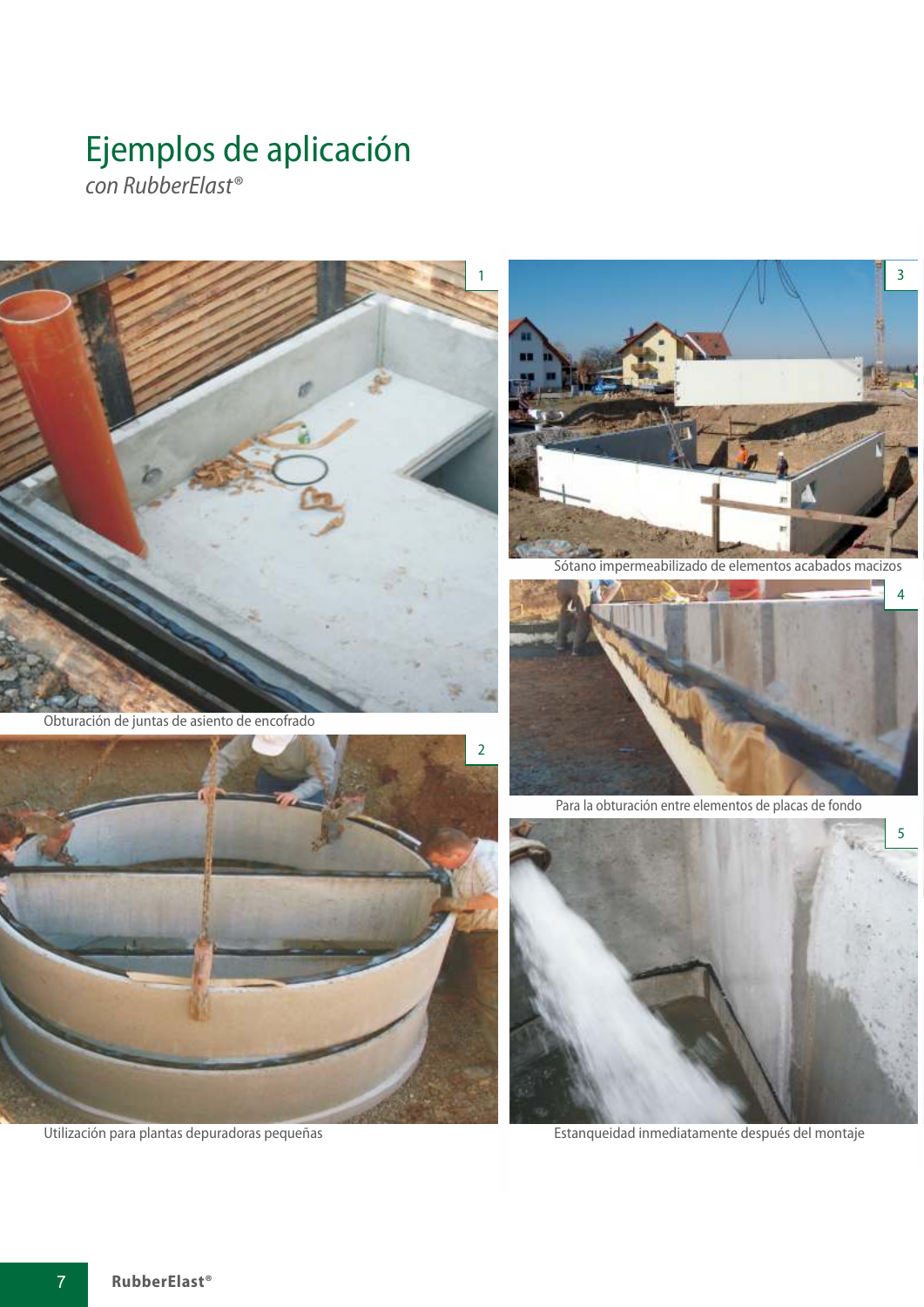# Ejemplos de aplicación

*con RubberElast®*

1

Obturación de juntas de asiento de encofrado

2

Utilización para plantas depuradoras pequeñas

3

Sótano impermeabilizado de elementos acabados macizos

4

Para la obturación entre elementos de placas de fondo

5

Estanqueidad inmediatamente después del montaje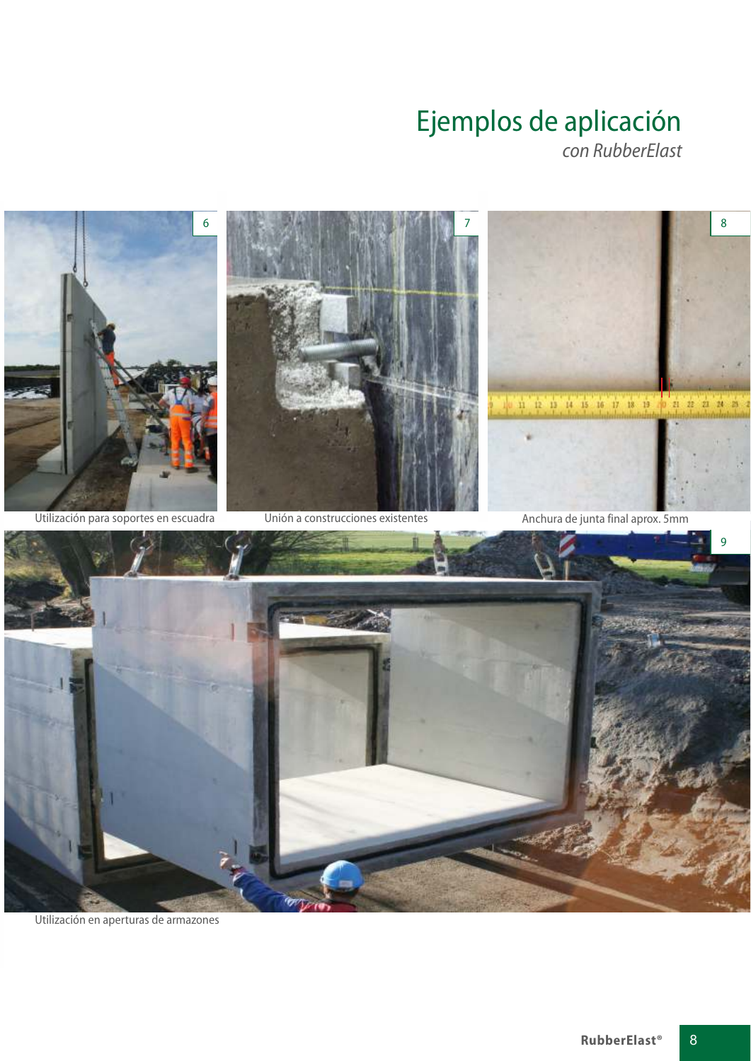# Ejemplos de aplicación

*con RubberElast*

6

Utilización para soportes en escuadra

7

Unión a construcciones existentes

8

Anchura de junta final aprox. 5mm

9

Utilización en aperturas de armazones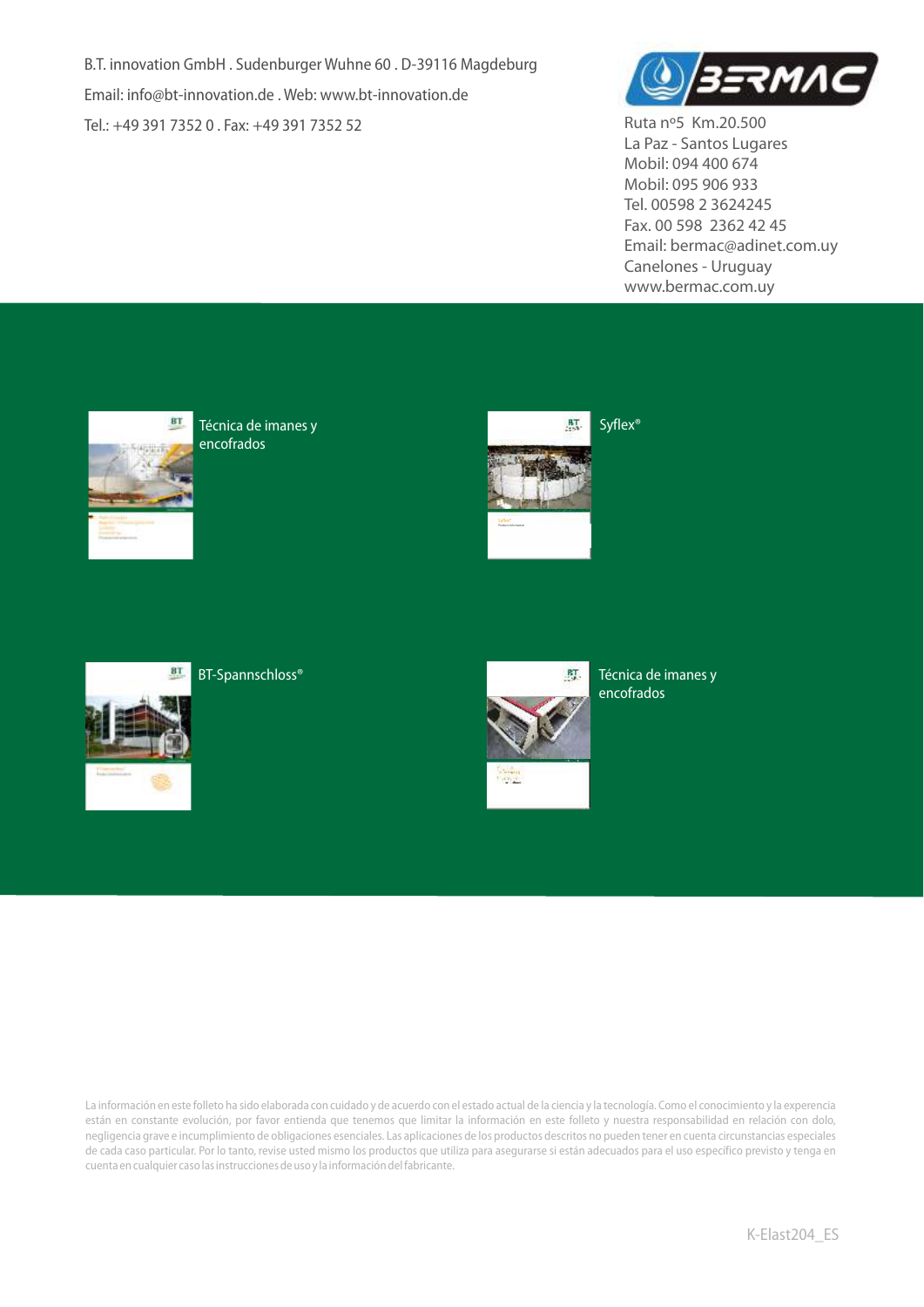B.T. innovation GmbH . Sudenburger Wuhne 60 . D-39116 Magdeburg

Email: info@bt-innovation.de . Web: www.bt-innovation.de

Tel.: +49 391 7352 0 . Fax: +49 391 7352 52

BERMAC

Ruta nº5 Km.20.500
La Paz - Santos Lugares
Mobil: 094 400 674
Mobil: 095 906 933
Tel. 00598 2 3624245
Fax. 00 598 2362 42 45
Email: bermac@adinet.com.uy
Canelones - Uruguay
www.bermac.com.uy

Técnica de imanes y encofrados

Syflex®

BT-Spannschloss®

Técnica de imanes y encofrados

La información en este folleto ha sido elaborada con cuidado y de acuerdo con el estado actual de la ciencia y la tecnología. Como el conocimiento y la experiencia están en constante evolución, por favor entienda que tenemos que limitar la información en este folleto y nuestra responsabilidad en relación con dolo, negligencia grave e incumplimiento de obligaciones esenciales. Las aplicaciones de los productos descritos no pueden tener en cuenta circunstancias especiales de cada caso particular. Por lo tanto, revise usted mismo los productos que utiliza para asegurarse si están adecuados para el uso específico previsto y tenga en cuenta en cualquier caso las instrucciones de uso y la información del fabricante.

K-Elast204_ES